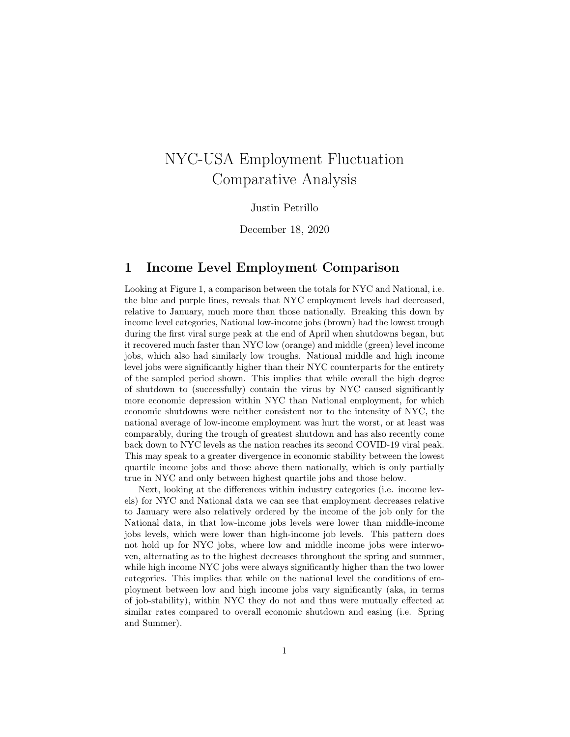# NYC-USA Employment Fluctuation Comparative Analysis

Justin Petrillo

December 18, 2020

## 1 Income Level Employment Comparison

Looking at Figure 1, a comparison between the totals for NYC and National, i.e. the blue and purple lines, reveals that NYC employment levels had decreased, relative to January, much more than those nationally. Breaking this down by income level categories, National low-income jobs (brown) had the lowest trough during the first viral surge peak at the end of April when shutdowns began, but it recovered much faster than NYC low (orange) and middle (green) level income jobs, which also had similarly low troughs. National middle and high income level jobs were significantly higher than their NYC counterparts for the entirety of the sampled period shown. This implies that while overall the high degree of shutdown to (successfully) contain the virus by NYC caused significantly more economic depression within NYC than National employment, for which economic shutdowns were neither consistent nor to the intensity of NYC, the national average of low-income employment was hurt the worst, or at least was comparably, during the trough of greatest shutdown and has also recently come back down to NYC levels as the nation reaches its second COVID-19 viral peak. This may speak to a greater divergence in economic stability between the lowest quartile income jobs and those above them nationally, which is only partially true in NYC and only between highest quartile jobs and those below.

Next, looking at the differences within industry categories (i.e. income levels) for NYC and National data we can see that employment decreases relative to January were also relatively ordered by the income of the job only for the National data, in that low-income jobs levels were lower than middle-income jobs levels, which were lower than high-income job levels. This pattern does not hold up for NYC jobs, where low and middle income jobs were interwoven, alternating as to the highest decreases throughout the spring and summer, while high income NYC jobs were always significantly higher than the two lower categories. This implies that while on the national level the conditions of employment between low and high income jobs vary significantly (aka, in terms of job-stability), within NYC they do not and thus were mutually effected at similar rates compared to overall economic shutdown and easing (i.e. Spring and Summer).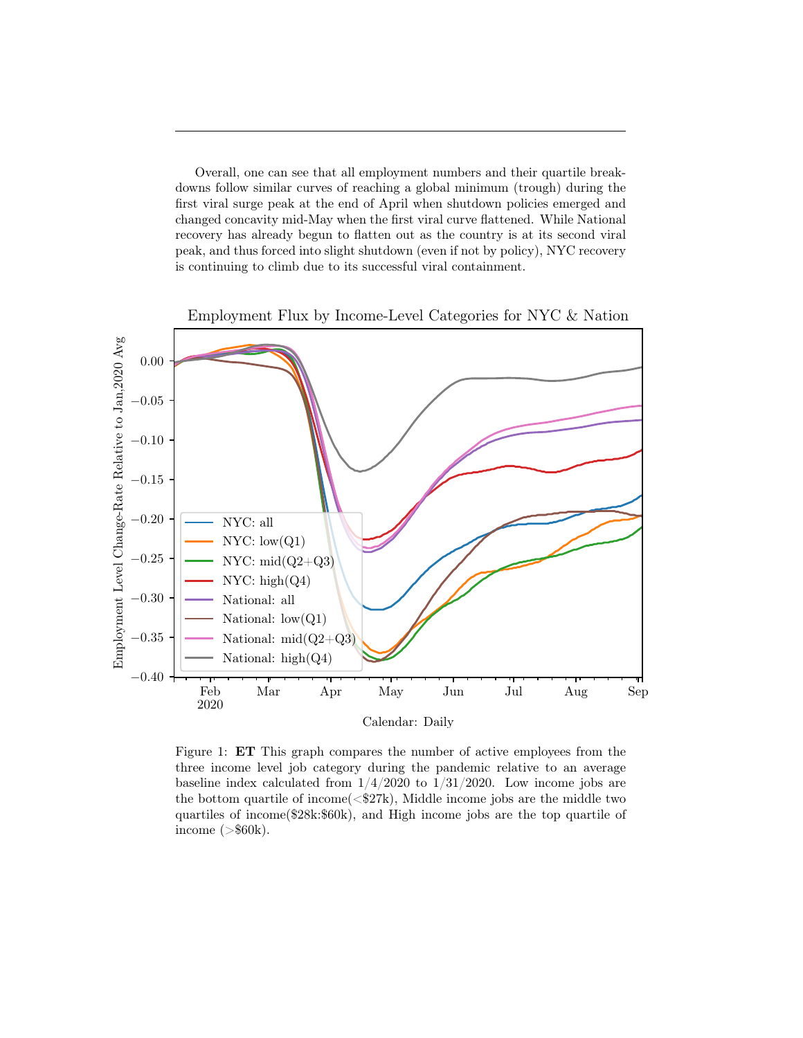Overall, one can see that all employment numbers and their quartile breakdowns follow similar curves of reaching a global minimum (trough) during the first viral surge peak at the end of April when shutdown policies emerged and changed concavity mid-May when the first viral curve flattened. While National recovery has already begun to flatten out as the country is at its second viral peak, and thus forced into slight shutdown (even if not by policy), NYC recovery is continuing to climb due to its successful viral containment.

Figure 1: **ET** This graph compares the number of active employees from the three income level job category during the pandemic relative to an average baseline index calculated from 1/4/2020 to 1/31/2020. Low income jobs are the bottom quartile of income(<$27k), Middle income jobs are the middle two quartiles of income($28k:$60k), and High income jobs are the top quartile of income (>$60k).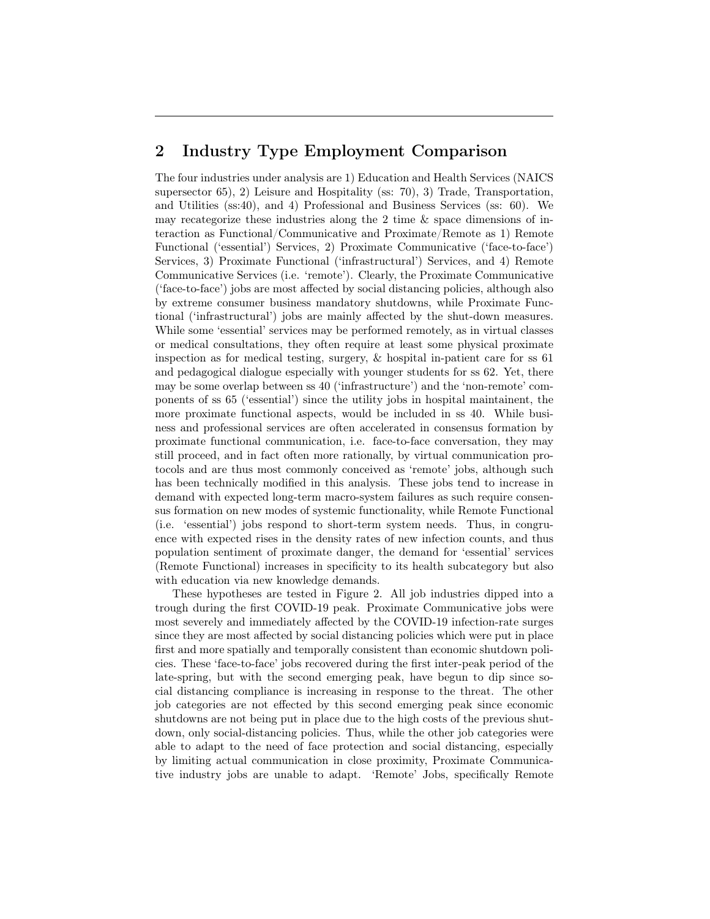## 2 Industry Type Employment Comparison

The four industries under analysis are 1) Education and Health Services (NAICS supersector 65), 2) Leisure and Hospitality (ss: 70), 3) Trade, Transportation, and Utilities (ss:40), and 4) Professional and Business Services (ss: 60). We may recategorize these industries along the 2 time & space dimensions of interaction as Functional/Communicative and Proximate/Remote as 1) Remote Functional ('essential') Services, 2) Proximate Communicative ('face-to-face') Services, 3) Proximate Functional ('infrastructural') Services, and 4) Remote Communicative Services (i.e. 'remote'). Clearly, the Proximate Communicative ('face-to-face') jobs are most affected by social distancing policies, although also by extreme consumer business mandatory shutdowns, while Proximate Functional ('infrastructural') jobs are mainly affected by the shut-down measures. While some 'essential' services may be performed remotely, as in virtual classes or medical consultations, they often require at least some physical proximate inspection as for medical testing, surgery, & hospital in-patient care for ss 61 and pedagogical dialogue especially with younger students for ss 62. Yet, there may be some overlap between ss 40 ('infrastructure') and the 'non-remote' components of ss 65 ('essential') since the utility jobs in hospital maintainent, the more proximate functional aspects, would be included in ss 40. While business and professional services are often accelerated in consensus formation by proximate functional communication, i.e. face-to-face conversation, they may still proceed, and in fact often more rationally, by virtual communication protocols and are thus most commonly conceived as 'remote' jobs, although such has been technically modified in this analysis. These jobs tend to increase in demand with expected long-term macro-system failures as such require consensus formation on new modes of systemic functionality, while Remote Functional (i.e. 'essential') jobs respond to short-term system needs. Thus, in congruence with expected rises in the density rates of new infection counts, and thus population sentiment of proximate danger, the demand for 'essential' services (Remote Functional) increases in specificity to its health subcategory but also with education via new knowledge demands.

These hypotheses are tested in Figure 2. All job industries dipped into a trough during the first COVID-19 peak. Proximate Communicative jobs were most severely and immediately affected by the COVID-19 infection-rate surges since they are most affected by social distancing policies which were put in place first and more spatially and temporally consistent than economic shutdown policies. These 'face-to-face' jobs recovered during the first inter-peak period of the late-spring, but with the second emerging peak, have begun to dip since social distancing compliance is increasing in response to the threat. The other job categories are not effected by this second emerging peak since economic shutdowns are not being put in place due to the high costs of the previous shutdown, only social-distancing policies. Thus, while the other job categories were able to adapt to the need of face protection and social distancing, especially by limiting actual communication in close proximity, Proximate Communicative industry jobs are unable to adapt. 'Remote' Jobs, specifically Remote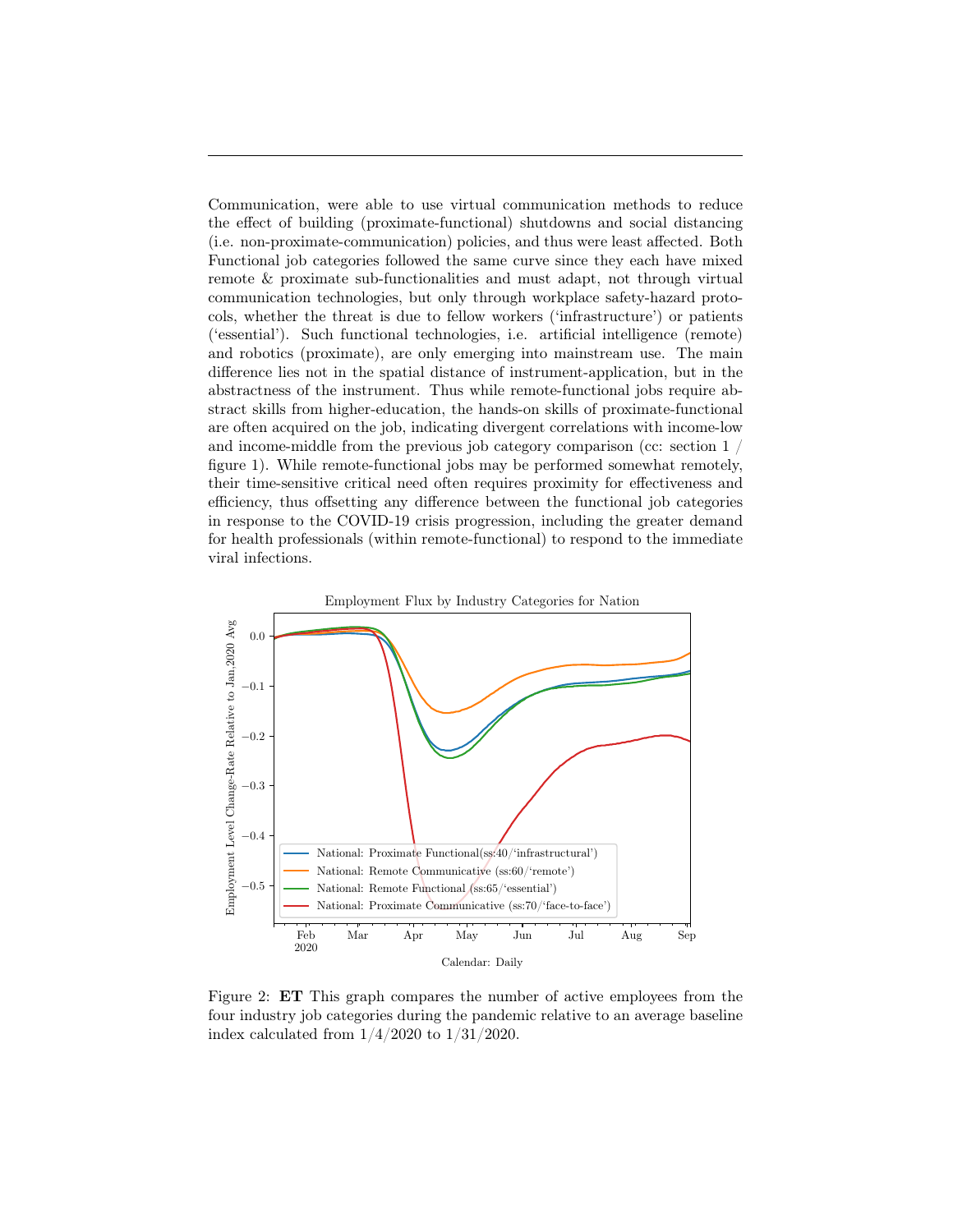Communication, were able to use virtual communication methods to reduce the effect of building (proximate-functional) shutdowns and social distancing (i.e. non-proximate-communication) policies, and thus were least affected. Both Functional job categories followed the same curve since they each have mixed remote & proximate sub-functionalities and must adapt, not through virtual communication technologies, but only through workplace safety-hazard protocols, whether the threat is due to fellow workers ('infrastructure') or patients ('essential'). Such functional technologies, i.e. artificial intelligence (remote) and robotics (proximate), are only emerging into mainstream use. The main difference lies not in the spatial distance of instrument-application, but in the abstractness of the instrument. Thus while remote-functional jobs require abstract skills from higher-education, the hands-on skills of proximate-functional are often acquired on the job, indicating divergent correlations with income-low and income-middle from the previous job category comparison (cc: section 1 / figure 1). While remote-functional jobs may be performed somewhat remotely, their time-sensitive critical need often requires proximity for effectiveness and efficiency, thus offsetting any difference between the functional job categories in response to the COVID-19 crisis progression, including the greater demand for health professionals (within remote-functional) to respond to the immediate viral infections.

Figure 2: **ET** This graph compares the number of active employees from the four industry job categories during the pandemic relative to an average baseline index calculated from 1/4/2020 to 1/31/2020.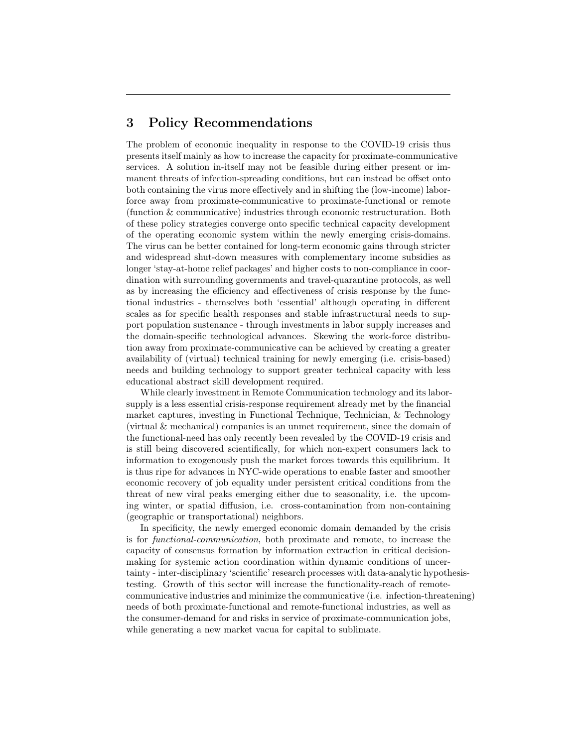## 3 Policy Recommendations

The problem of economic inequality in response to the COVID-19 crisis thus presents itself mainly as how to increase the capacity for proximate-communicative services. A solution in-itself may not be feasible during either present or immanent threats of infection-spreading conditions, but can instead be offset onto both containing the virus more effectively and in shifting the (low-income) labor-force away from proximate-communicative to proximate-functional or remote (function & communicative) industries through economic restructuration. Both of these policy strategies converge onto specific technical capacity development of the operating economic system within the newly emerging crisis-domains. The virus can be better contained for long-term economic gains through stricter and widespread shut-down measures with complementary income subsidies as longer 'stay-at-home relief packages' and higher costs to non-compliance in coordination with surrounding governments and travel-quarantine protocols, as well as by increasing the efficiency and effectiveness of crisis response by the functional industries - themselves both 'essential' although operating in different scales as for specific health responses and stable infrastructural needs to support population sustenance - through investments in labor supply increases and the domain-specific technological advances. Skewing the work-force distribution away from proximate-communicative can be achieved by creating a greater availability of (virtual) technical training for newly emerging (i.e. crisis-based) needs and building technology to support greater technical capacity with less educational abstract skill development required.

While clearly investment in Remote Communication technology and its labor-supply is a less essential crisis-response requirement already met by the financial market captures, investing in Functional Technique, Technician, & Technology (virtual & mechanical) companies is an unmet requirement, since the domain of the functional-need has only recently been revealed by the COVID-19 crisis and is still being discovered scientifically, for which non-expert consumers lack to information to exogenously push the market forces towards this equilibrium. It is thus ripe for advances in NYC-wide operations to enable faster and smoother economic recovery of job equality under persistent critical conditions from the threat of new viral peaks emerging either due to seasonality, i.e. the upcoming winter, or spatial diffusion, i.e. cross-contamination from non-containing (geographic or transportational) neighbors.

In specificity, the newly emerged economic domain demanded by the crisis is for *functional-communication*, both proximate and remote, to increase the capacity of consensus formation by information extraction in critical decision-making for systemic action coordination within dynamic conditions of uncertainty - inter-disciplinary 'scientific' research processes with data-analytic hypothesis-testing. Growth of this sector will increase the functionality-reach of remote-communicative industries and minimize the communicative (i.e. infection-threatening) needs of both proximate-functional and remote-functional industries, as well as the consumer-demand for and risks in service of proximate-communication jobs, while generating a new market vacua for capital to sublimate.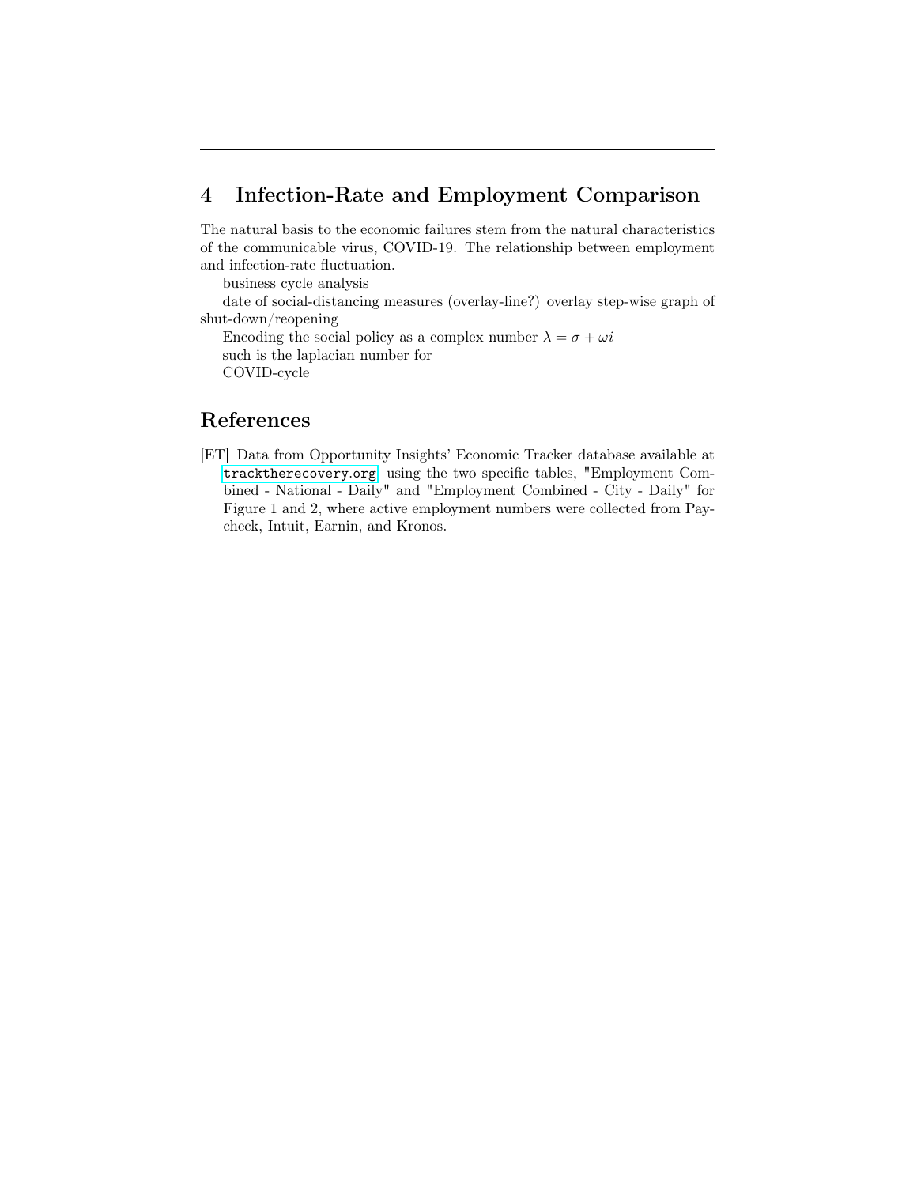## 4 Infection-Rate and Employment Comparison

The natural basis to the economic failures stem from the natural characteristics of the communicable virus, COVID-19. The relationship between employment and infection-rate fluctuation.

business cycle analysis

date of social-distancing measures (overlay-line?) overlay step-wise graph of shut-down/reopening

Encoding the social policy as a complex number $\lambda = \sigma + \omega i$

such is the laplacian number for

COVID-cycle

## References

[ET] Data from Opportunity Insights' Economic Tracker database available at `tracktherecovery.org`, using the two specific tables, "Employment Combined - National - Daily" and "Employment Combined - City - Daily" for Figure 1 and 2, where active employment numbers were collected from Paycheck, Intuit, Earnin, and Kronos.